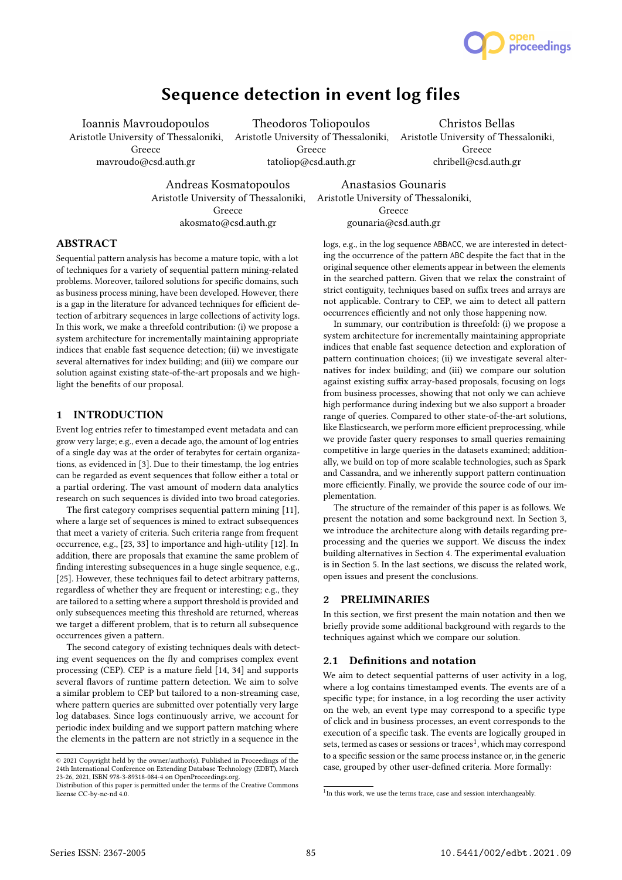# Sequence detection in event log files

Ioannis Mavroudopoulos
Aristotle University of Thessaloniki, Greece
mavroudo@csd.auth.gr

Theodoros Toliopoulos
Aristotle University of Thessaloniki, Greece
tatoliop@csd.auth.gr

Christos Bellas
Aristotle University of Thessaloniki, Greece
chribell@csd.auth.gr

Andreas Kosmatopoulos
Aristotle University of Thessaloniki, Greece
akosmato@csd.auth.gr

Anastasios Gounaris
Aristotle University of Thessaloniki, Greece
gounaria@csd.auth.gr

## ABSTRACT

Sequential pattern analysis has become a mature topic, with a lot of techniques for a variety of sequential pattern mining-related problems. Moreover, tailored solutions for specific domains, such as business process mining, have been developed. However, there is a gap in the literature for advanced techniques for efficient detection of arbitrary sequences in large collections of activity logs. In this work, we make a threefold contribution: (i) we propose a system architecture for incrementally maintaining appropriate indices that enable fast sequence detection; (ii) we investigate several alternatives for index building; and (iii) we compare our solution against existing state-of-the-art proposals and we highlight the benefits of our proposal.

## 1 INTRODUCTION

Event log entries refer to timestamped event metadata and can grow very large; e.g., even a decade ago, the amount of log entries of a single day was at the order of terabytes for certain organizations, as evidenced in [3]. Due to their timestamp, the log entries can be regarded as event sequences that follow either a total or a partial ordering. The vast amount of modern data analytics research on such sequences is divided into two broad categories.

The first category comprises sequential pattern mining [11], where a large set of sequences is mined to extract subsequences that meet a variety of criteria. Such criteria range from frequent occurrence, e.g., [23, 33] to importance and high-utility [12]. In addition, there are proposals that examine the same problem of finding interesting subsequences in a huge single sequence, e.g., [25]. However, these techniques fail to detect arbitrary patterns, regardless of whether they are frequent or interesting; e.g., they are tailored to a setting where a support threshold is provided and only subsequences meeting this threshold are returned, whereas we target a different problem, that is to return all subsequence occurrences given a pattern.

The second category of existing techniques deals with detecting event sequences on the fly and comprises complex event processing (CEP). CEP is a mature field [14, 34] and supports several flavors of runtime pattern detection. We aim to solve a similar problem to CEP but tailored to a non-streaming case, where pattern queries are submitted over potentially very large log databases. Since logs continuously arrive, we account for periodic index building and we support pattern matching where the elements in the pattern are not strictly in a sequence in the logs, e.g., in the log sequence ABBACC, we are interested in detecting the occurrence of the pattern ABC despite the fact that in the original sequence other elements appear in between the elements in the searched pattern. Given that we relax the constraint of strict contiguity, techniques based on suffix trees and arrays are not applicable. Contrary to CEP, we aim to detect all pattern occurrences efficiently and not only those happening now.

In summary, our contribution is threefold: (i) we propose a system architecture for incrementally maintaining appropriate indices that enable fast sequence detection and exploration of pattern continuation choices; (ii) we investigate several alternatives for index building; and (iii) we compare our solution against existing suffix array-based proposals, focusing on logs from business processes, showing that not only we can achieve high performance during indexing but we also support a broader range of queries. Compared to other state-of-the-art solutions, like Elasticsearch, we perform more efficient preprocessing, while we provide faster query responses to small queries remaining competitive in large queries in the datasets examined; additionally, we build on top of more scalable technologies, such as Spark and Cassandra, and we inherently support pattern continuation more efficiently. Finally, we provide the source code of our implementation.

The structure of the remainder of this paper is as follows. We present the notation and some background next. In Section 3, we introduce the architecture along with details regarding preprocessing and the queries we support. We discuss the index building alternatives in Section 4. The experimental evaluation is in Section 5. In the last sections, we discuss the related work, open issues and present the conclusions.

## 2 PRELIMINARIES

In this section, we first present the main notation and then we briefly provide some additional background with regards to the techniques against which we compare our solution.

### 2.1 Definitions and notation

We aim to detect sequential patterns of user activity in a log, where a log contains timestamped events. The events are of a specific type; for instance, in a log recording the user activity on the web, an event type may correspond to a specific type of click and in business processes, an event corresponds to the execution of a specific task. The events are logically grouped in sets, termed as cases or sessions or traces[1], which may correspond to a specific session or the same process instance or, in the generic case, grouped by other user-defined criteria. More formally:

[1] In this work, we use the terms trace, case and session interchangeably.

© 2021 Copyright held by the owner/author(s). Published in Proceedings of the 24th International Conference on Extending Database Technology (EDBT), March 23-26, 2021, ISBN 978-3-89318-084-4 on OpenProceedings.org.
Distribution of this paper is permitted under the terms of the Creative Commons license CC-by-nc-nd 4.0.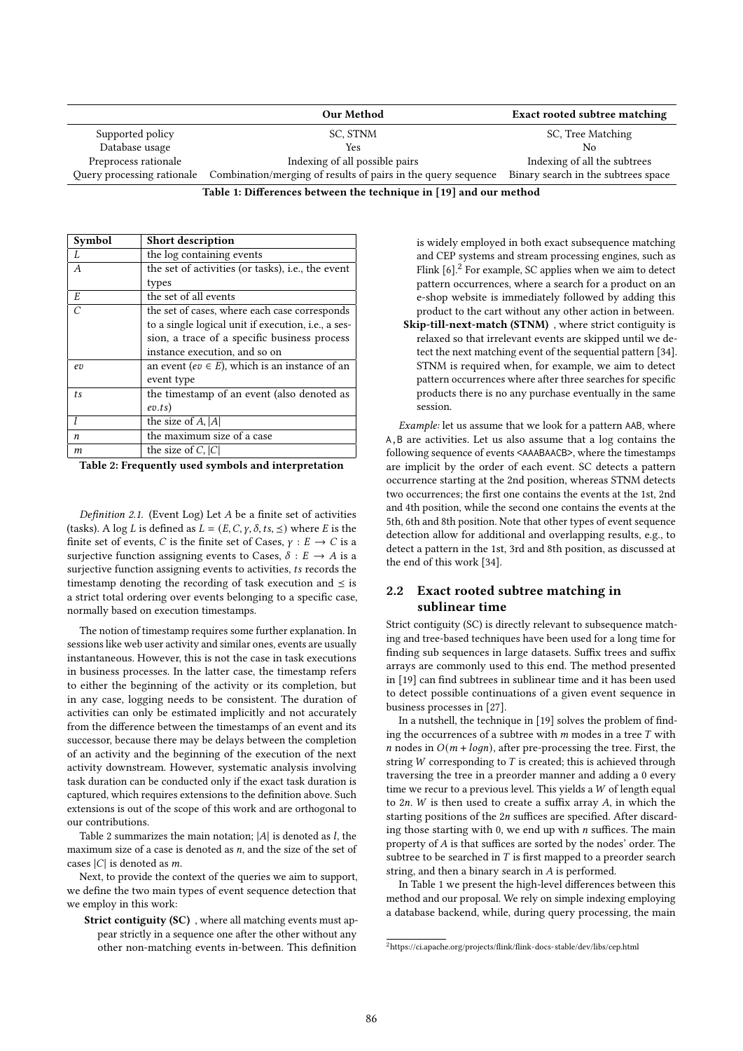| | Our Method | Exact rooted subtree matching |
|---|---|---|
| Supported policy | SC, STNM | SC, Tree Matching |
| Database usage | Yes | No |
| Preprocess rationale | Indexing of all possible pairs | Indexing of all the subtrees |
| Query processing rationale | Combination/merging of results of pairs in the query sequence | Binary search in the subtrees space |

**Table 1: Differences between the technique in [19] and our method**

| Symbol | Short description |
|---|---|
| $L$ | the log containing events |
| $A$ | the set of activities (or tasks), i.e., the event types |
| $E$ | the set of all events |
| $C$ | the set of cases, where each case corresponds to a single logical unit if execution, i.e., a session, a trace of a specific business process instance execution, and so on |
| $ev$ | an event ($ev \in E$), which is an instance of an event type |
| $ts$ | the timestamp of an event (also denoted as $ev.ts$) |
| $l$ | the size of $A$, $\lvert A\rvert$ |
| $n$ | the maximum size of a case |
| $m$ | the size of $C$, $\lvert C\rvert$ |

**Table 2: Frequently used symbols and interpretation**

*Definition 2.1.* (Event Log) Let $A$ be a finite set of activities (tasks). A log $L$ is defined as $L = (E, C, \gamma, \delta, ts, \leq)$ where $E$ is the finite set of events, $C$ is the finite set of Cases, $\gamma : E \rightarrow C$ is a surjective function assigning events to Cases, $\delta : E \rightarrow A$ is a surjective function assigning events to activities, $ts$ records the timestamp denoting the recording of task execution and $\leq$ is a strict total ordering over events belonging to a specific case, normally based on execution timestamps.

The notion of timestamp requires some further explanation. In sessions like web user activity and similar ones, events are usually instantaneous. However, this is not the case in task executions in business processes. In the latter case, the timestamp refers to either the beginning of the activity or its completion, but in any case, logging needs to be consistent. The duration of activities can only be estimated implicitly and not accurately from the difference between the timestamps of an event and its successor, because there may be delays between the completion of an activity and the beginning of the execution of the next activity downstream. However, systematic analysis involving task duration can be conducted only if the exact task duration is captured, which requires extensions to the definition above. Such extensions is out of the scope of this work and are orthogonal to our contributions.

Table 2 summarizes the main notation; $|A|$ is denoted as $l$, the maximum size of a case is denoted as $n$, and the size of the set of cases $|C|$ is denoted as $m$.

Next, to provide the context of the queries we aim to support, we define the two main types of event sequence detection that we employ in this work:

**Strict contiguity (SC)** , where all matching events must appear strictly in a sequence one after the other without any other non-matching events in-between. This definition is widely employed in both exact subsequence matching and CEP systems and stream processing engines, such as Flink [6].[2] For example, SC applies when we aim to detect pattern occurrences, where a search for a product on an e-shop website is immediately followed by adding this product to the cart without any other action in between.

**Skip-till-next-match (STNM)** , where strict contiguity is relaxed so that irrelevant events are skipped until we detect the next matching event of the sequential pattern [34]. STNM is required when, for example, we aim to detect pattern occurrences where after three searches for specific products there is no any purchase eventually in the same session.

*Example:* let us assume that we look for a pattern AAB, where A,B are activities. Let us also assume that a log contains the following sequence of events <AAABAACB>, where the timestamps are implicit by the order of each event. SC detects a pattern occurrence starting at the 2nd position, whereas STNM detects two occurrences; the first one contains the events at the 1st, 2nd and 4th position, while the second one contains the events at the 5th, 6th and 8th position. Note that other types of event sequence detection allow for additional and overlapping results, e.g., to detect a pattern in the 1st, 3rd and 8th position, as discussed at the end of this work [34].

## 2.2 Exact rooted subtree matching in sublinear time

Strict contiguity (SC) is directly relevant to subsequence matching and tree-based techniques have been used for a long time for finding sub sequences in large datasets. Suffix trees and suffix arrays are commonly used to this end. The method presented in [19] can find subtrees in sublinear time and it has been used to detect possible continuations of a given event sequence in business processes in [27].

In a nutshell, the technique in [19] solves the problem of finding the occurrences of a subtree with $m$ modes in a tree $T$ with $n$ nodes in $O(m + log n)$, after pre-processing the tree. First, the string $W$ corresponding to $T$ is created; this is achieved through traversing the tree in a preorder manner and adding a 0 every time we recur to a previous level. This yields a $W$ of length equal to $2n$. $W$ is then used to create a suffix array $A$, in which the starting positions of the $2n$ suffices are specified. After discarding those starting with 0, we end up with $n$ suffices. The main property of $A$ is that suffices are sorted by the nodes' order. The subtree to be searched in $T$ is first mapped to a preorder search string, and then a binary search in $A$ is performed.

In Table 1 we present the high-level differences between this method and our proposal. We rely on simple indexing employing a database backend, while, during query processing, the main

[2] https://ci.apache.org/projects/flink/flink-docs-stable/dev/libs/cep.html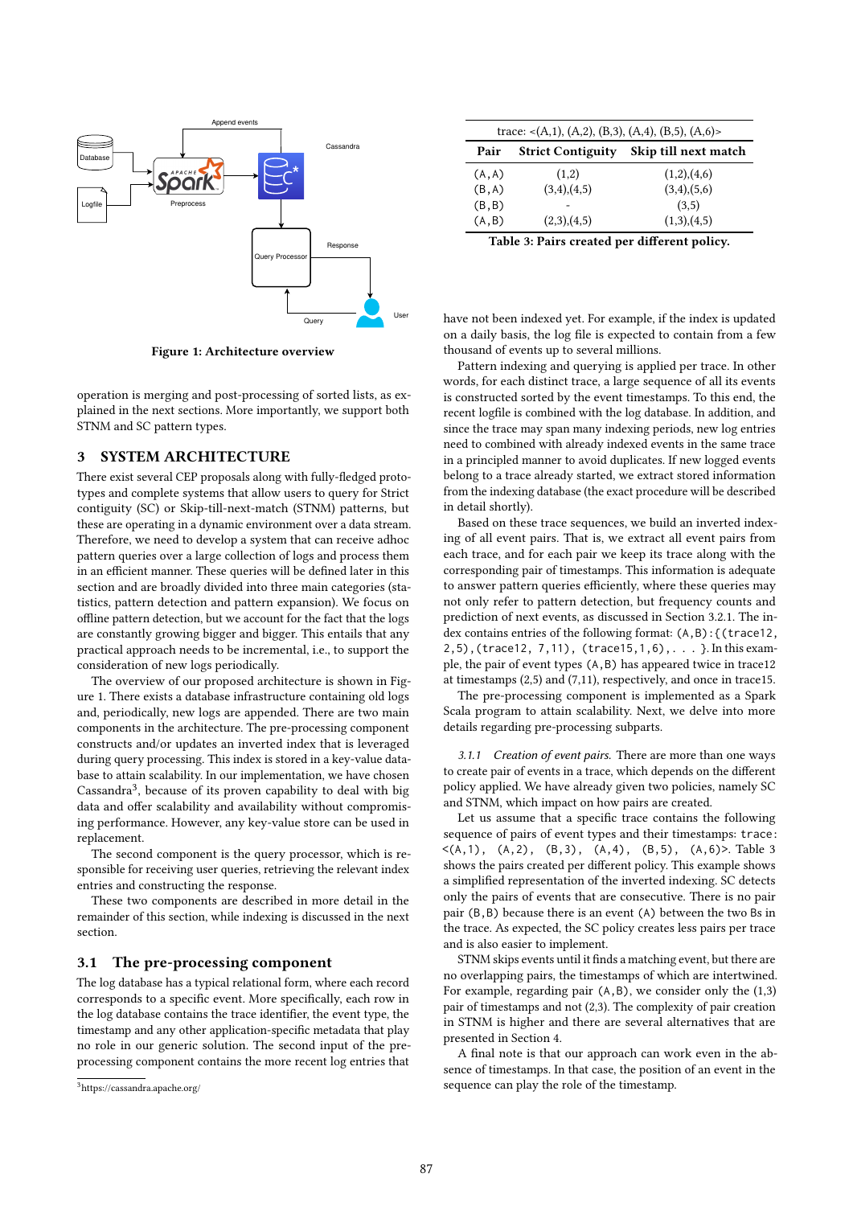Figure 1: Architecture overview

operation is merging and post-processing of sorted lists, as explained in the next sections. More importantly, we support both STNM and SC pattern types.

## 3 SYSTEM ARCHITECTURE

There exist several CEP proposals along with fully-fledged prototypes and complete systems that allow users to query for Strict contiguity (SC) or Skip-till-next-match (STNM) patterns, but these are operating in a dynamic environment over a data stream. Therefore, we need to develop a system that can receive adhoc pattern queries over a large collection of logs and process them in an efficient manner. These queries will be defined later in this section and are broadly divided into three main categories (statistics, pattern detection and pattern expansion). We focus on offline pattern detection, but we account for the fact that the logs are constantly growing bigger and bigger. This entails that any practical approach needs to be incremental, i.e., to support the consideration of new logs periodically.

The overview of our proposed architecture is shown in Figure 1. There exists a database infrastructure containing old logs and, periodically, new logs are appended. There are two main components in the architecture. The pre-processing component constructs and/or updates an inverted index that is leveraged during query processing. This index is stored in a key-value database to attain scalability. In our implementation, we have chosen Cassandra[3], because of its proven capability to deal with big data and offer scalability and availability without compromising performance. However, any key-value store can be used in replacement.

The second component is the query processor, which is responsible for receiving user queries, retrieving the relevant index entries and constructing the response.

These two components are described in more detail in the remainder of this section, while indexing is discussed in the next section.

### 3.1 The pre-processing component

The log database has a typical relational form, where each record corresponds to a specific event. More specifically, each row in the log database contains the trace identifier, the event type, the timestamp and any other application-specific metadata that play no role in our generic solution. The second input of the pre-processing component contains the more recent log entries that have not been indexed yet. For example, if the index is updated on a daily basis, the log file is expected to contain from a few thousand of events up to several millions.

Pattern indexing and querying is applied per trace. In other words, for each distinct trace, a large sequence of all its events is constructed sorted by the event timestamps. To this end, the recent logfile is combined with the log database. In addition, and since the trace may span many indexing periods, new log entries need to combined with already indexed events in the same trace in a principled manner to avoid duplicates. If new logged events belong to a trace already started, we extract stored information from the indexing database (the exact procedure will be described in detail shortly).

Based on these trace sequences, we build an inverted indexing of all event pairs. That is, we extract all event pairs from each trace, and for each pair we keep its trace along with the corresponding pair of timestamps. This information is adequate to answer pattern queries efficiently, where these queries may not only refer to pattern detection, but frequency counts and prediction of next events, as discussed in Section 3.2.1. The index contains entries of the following format: `(A,B):{(trace12, 2,5),(trace12, 7,11), (trace15,1,6),. . . }`. In this example, the pair of event types `(A,B)` has appeared twice in trace12 at timestamps (2,5) and (7,11), respectively, and once in trace15.

The pre-processing component is implemented as a Spark Scala program to attain scalability. Next, we delve into more details regarding pre-processing subparts.

*3.1.1 Creation of event pairs.* There are more than one ways to create pair of events in a trace, which depends on the different policy applied. We have already given two policies, namely SC and STNM, which impact on how pairs are created.

Let us assume that a specific trace contains the following sequence of pairs of event types and their timestamps: `trace: <(A,1), (A,2), (B,3), (A,4), (B,5), (A,6)>`. Table 3 shows the pairs created per different policy. This example shows a simplified representation of the inverted indexing. SC detects only the pairs of events that are consecutive. There is no pair pair `(B,B)` because there is an event `(A)` between the two Bs in the trace. As expected, the SC policy creates less pairs per trace and is also easier to implement.

STNM skips events until it finds a matching event, but there are no overlapping pairs, the timestamps of which are intertwined. For example, regarding pair `(A,B)`, we consider only the (1,3) pair of timestamps and not (2,3). The complexity of pair creation in STNM is higher and there are several alternatives that are presented in Section 4.

A final note is that our approach can work even in the absence of timestamps. In that case, the position of an event in the sequence can play the role of the timestamp.

trace: <(A,1), (A,2), (B,3), (A,4), (B,5), (A,6)>

| Pair | Strict Contiguity | Skip till next match |
|---|---|---|
| (A,A) | (1,2) | (1,2),(4,6) |
| (B,A) | (3,4),(4,5) | (3,4),(5,6) |
| (B,B) | - | (3,5) |
| (A,B) | (2,3),(4,5) | (1,3),(4,5) |

Table 3: Pairs created per different policy.

[3] https://cassandra.apache.org/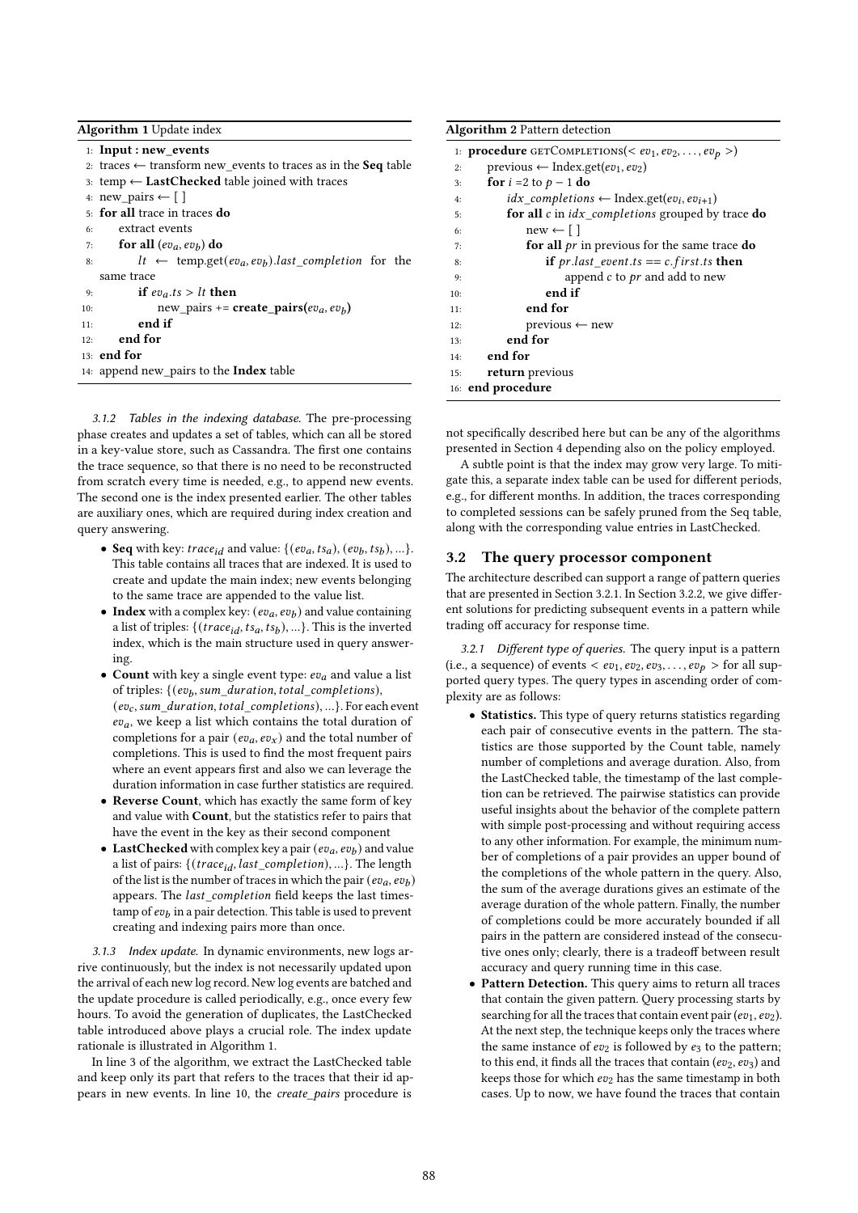**Algorithm 1** Update index

```
1: Input : new_events
2: traces ← transform new_events to traces as in the Seq table
3: temp ← LastChecked table joined with traces
4: new_pairs ← [ ]
5: for all trace in traces do
6:     extract events
7:     for all (ev_a, ev_b) do
8:         lt ← temp.get(ev_a, ev_b).last_completion for the same trace
9:         if ev_a.ts > lt then
10:            new_pairs += create_pairs(ev_a, ev_b)
11:        end if
12:    end for
13: end for
14: append new_pairs to the Index table
```

**Algorithm 2** Pattern detection

```
1: procedure GETCOMPLETIONS(< ev_1, ev_2, ..., ev_p >)
2:     previous ← Index.get(ev_1, ev_2)
3:     for i =2 to p − 1 do
4:         idx_completions ← Index.get(ev_i, ev_{i+1})
5:         for all c in idx_completions grouped by trace do
6:             new ← [ ]
7:             for all pr in previous for the same trace do
8:                 if pr.last_event.ts == c.first.ts then
9:                     append c to pr and add to new
10:                end if
11:            end for
12:            previous ← new
13:        end for
14:    end for
15:    return previous
16: end procedure
```

*3.1.2 Tables in the indexing database.* The pre-processing phase creates and updates a set of tables, which can all be stored in a key-value store, such as Cassandra. The first one contains the trace sequence, so that there is no need to be reconstructed from scratch every time is needed, e.g., to append new events. The second one is the index presented earlier. The other tables are auxiliary ones, which are required during index creation and query answering.

- **Seq** with key: $trace_{id}$ and value: $\{(ev_a, ts_a), (ev_b, ts_b), ...\}$. This table contains all traces that are indexed. It is used to create and update the main index; new events belonging to the same trace are appended to the value list.
- **Index** with a complex key: $(ev_a, ev_b)$ and value containing a list of triples: $\{(trace_{id}, ts_a, ts_b), ...\}$. This is the inverted index, which is the main structure used in query answering.
- **Count** with key a single event type: $ev_a$ and value a list of triples: $\{(ev_b, sum\_duration, total\_completions)$, $(ev_c, sum\_duration, total\_completions), ...\}$. For each event $ev_a$, we keep a list which contains the total duration of completions for a pair $(ev_a, ev_x)$ and the total number of completions. This is used to find the most frequent pairs where an event appears first and also we can leverage the duration information in case further statistics are required.
- **Reverse Count**, which has exactly the same form of key and value with **Count**, but the statistics refer to pairs that have the event in the key as their second component
- **LastChecked** with complex key a pair $(ev_a, ev_b)$ and value a list of pairs: $\{(trace_{id}, last\_completion), ...\}$. The length of the list is the number of traces in which the pair $(ev_a, ev_b)$ appears. The $last\_completion$ field keeps the last timestamp of $ev_b$ in a pair detection. This table is used to prevent creating and indexing pairs more than once.

*3.1.3 Index update.* In dynamic environments, new logs arrive continuously, but the index is not necessarily updated upon the arrival of each new log record. New log events are batched and the update procedure is called periodically, e.g., once every few hours. To avoid the generation of duplicates, the LastChecked table introduced above plays a crucial role. The index update rationale is illustrated in Algorithm 1.

In line 3 of the algorithm, we extract the LastChecked table and keep only its part that refers to the traces that their id appears in new events. In line 10, the *create_pairs* procedure is not specifically described here but can be any of the algorithms presented in Section 4 depending also on the policy employed.

A subtle point is that the index may grow very large. To mitigate this, a separate index table can be used for different periods, e.g., for different months. In addition, the traces corresponding to completed sessions can be safely pruned from the Seq table, along with the corresponding value entries in LastChecked.

## 3.2 The query processor component

The architecture described can support a range of pattern queries that are presented in Section 3.2.1. In Section 3.2.2, we give different solutions for predicting subsequent events in a pattern while trading off accuracy for response time.

*3.2.1 Different type of queries.* The query input is a pattern (i.e., a sequence) of events $< ev_1, ev_2, ev_3, \ldots, ev_p >$ for all supported query types. The query types in ascending order of complexity are as follows:

- **Statistics.** This type of query returns statistics regarding each pair of consecutive events in the pattern. The statistics are those supported by the Count table, namely number of completions and average duration. Also, from the LastChecked table, the timestamp of the last completion can be retrieved. The pairwise statistics can provide useful insights about the behavior of the complete pattern with simple post-processing and without requiring access to any other information. For example, the minimum number of completions of a pair provides an upper bound of the completions of the whole pattern in the query. Also, the sum of the average durations gives an estimate of the average duration of the whole pattern. Finally, the number of completions could be more accurately bounded if all pairs in the pattern are considered instead of the consecutive ones only; clearly, there is a tradeoff between result accuracy and query running time in this case.
- **Pattern Detection.** This query aims to return all traces that contain the given pattern. Query processing starts by searching for all the traces that contain event pair $(ev_1, ev_2)$. At the next step, the technique keeps only the traces where the same instance of $ev_2$ is followed by $e_3$ to the pattern; to this end, it finds all the traces that contain $(ev_2, ev_3)$ and keeps those for which $ev_2$ has the same timestamp in both cases. Up to now, we have found the traces that contain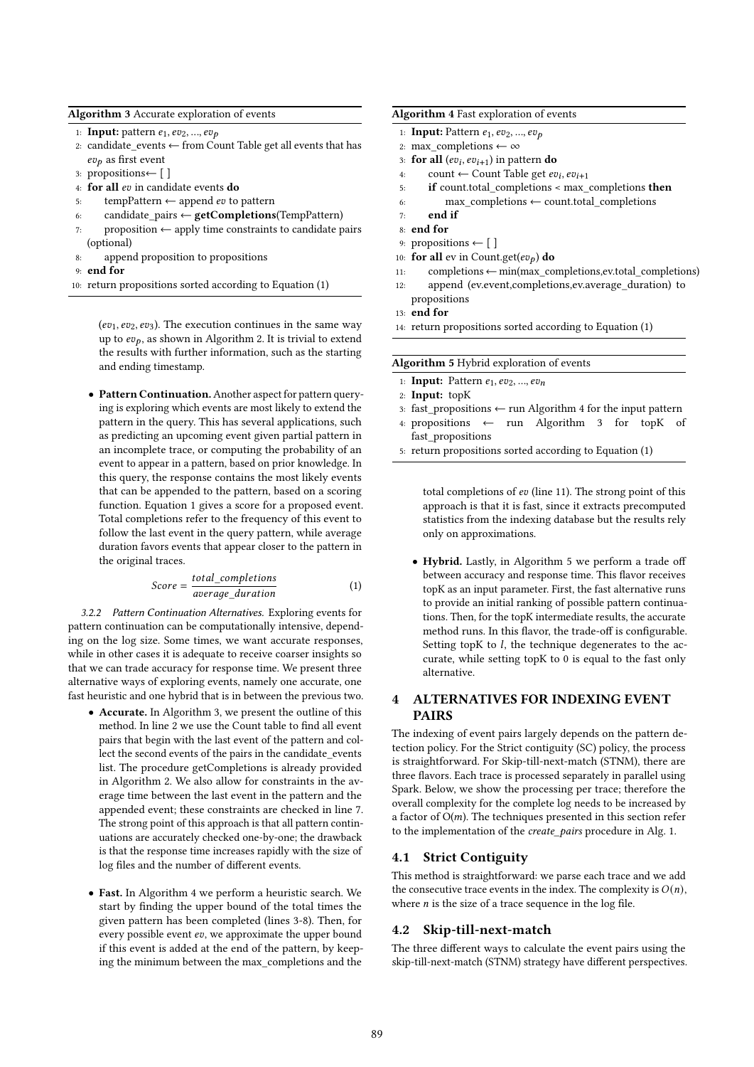**Algorithm 3** Accurate exploration of events

```
1: Input: pattern e_1, ev_2, ..., ev_p
2: candidate_events ← from Count Table get all events that has
   ev_p as first event
3: propositions← [ ]
4: for all ev in candidate events do
5:     tempPattern ← append ev to pattern
6:     candidate_pairs ← getCompletions(TempPattern)
7:     proposition ← apply time constraints to candidate pairs
   (optional)
8:     append proposition to propositions
9: end for
10: return propositions sorted according to Equation (1)
```

$(ev_1, ev_2, ev_3)$. The execution continues in the same way up to $ev_p$, as shown in Algorithm 2. It is trivial to extend the results with further information, such as the starting and ending timestamp.

- **Pattern Continuation.** Another aspect for pattern querying is exploring which events are most likely to extend the pattern in the query. This has several applications, such as predicting an upcoming event given partial pattern in an incomplete trace, or computing the probability of an event to appear in a pattern, based on prior knowledge. In this query, the response contains the most likely events that can be appended to the pattern, based on a scoring function. Equation 1 gives a score for a proposed event. Total completions refer to the frequency of this event to follow the last event in the query pattern, while average duration favors events that appear closer to the pattern in the original traces.

$$Score = \frac{total\_completions}{average\_duration} \tag{1}$$

*3.2.2 Pattern Continuation Alternatives.* Exploring events for pattern continuation can be computationally intensive, depending on the log size. Some times, we want accurate responses, while in other cases it is adequate to receive coarser insights so that we can trade accuracy for response time. We present three alternative ways of exploring events, namely one accurate, one fast heuristic and one hybrid that is in between the previous two.

- **Accurate.** In Algorithm 3, we present the outline of this method. In line 2 we use the Count table to find all event pairs that begin with the last event of the pattern and collect the second events of the pairs in the candidate_events list. The procedure getCompletions is already provided in Algorithm 2. We also allow for constraints in the average time between the last event in the pattern and the appended event; these constraints are checked in line 7. The strong point of this approach is that all pattern continuations are accurately checked one-by-one; the drawback is that the response time increases rapidly with the size of log files and the number of different events.

- **Fast.** In Algorithm 4 we perform a heuristic search. We start by finding the upper bound of the total times the given pattern has been completed (lines 3-8). Then, for every possible event $ev$, we approximate the upper bound if this event is added at the end of the pattern, by keeping the minimum between the max_completions and the total completions of $ev$ (line 11). The strong point of this approach is that it is fast, since it extracts precomputed statistics from the indexing database but the results rely only on approximations.

**Algorithm 4** Fast exploration of events

```
1: Input: Pattern e_1, ev_2, ..., ev_p
2: max_completions ← ∞
3: for all (ev_i, ev_{i+1}) in pattern do
4:     count ← Count Table get ev_i, ev_{i+1}
5:     if count.total_completions < max_completions then
6:         max_completions ← count.total_completions
7:     end if
8: end for
9: propositions ← [ ]
10: for all ev in Count.get(ev_p) do
11:     completions ← min(max_completions,ev.total_completions)
12:     append (ev.event,completions,ev.average_duration) to
    propositions
13: end for
14: return propositions sorted according to Equation (1)
```

**Algorithm 5** Hybrid exploration of events

```
1: Input: Pattern e_1, ev_2, ..., ev_n
2: Input: topK
3: fast_propositions ← run Algorithm 4 for the input pattern
4: propositions ← run Algorithm 3 for topK of
   fast_propositions
5: return propositions sorted according to Equation (1)
```

- **Hybrid.** Lastly, in Algorithm 5 we perform a trade off between accuracy and response time. This flavor receives topK as an input parameter. First, the fast alternative runs to provide an initial ranking of possible pattern continuations. Then, for the topK intermediate results, the accurate method runs. In this flavor, the trade-off is configurable. Setting topK to $l$, the technique degenerates to the accurate, while setting topK to 0 is equal to the fast only alternative.

## 4 ALTERNATIVES FOR INDEXING EVENT PAIRS

The indexing of event pairs largely depends on the pattern detection policy. For the Strict contiguity (SC) policy, the process is straightforward. For Skip-till-next-match (STNM), there are three flavors. Each trace is processed separately in parallel using Spark. Below, we show the processing per trace; therefore the overall complexity for the complete log needs to be increased by a factor of O($m$). The techniques presented in this section refer to the implementation of the *create_pairs* procedure in Alg. 1.

### 4.1 Strict Contiguity

This method is straightforward: we parse each trace and we add the consecutive trace events in the index. The complexity is $O(n)$, where $n$ is the size of a trace sequence in the log file.

### 4.2 Skip-till-next-match

The three different ways to calculate the event pairs using the skip-till-next-match (STNM) strategy have different perspectives.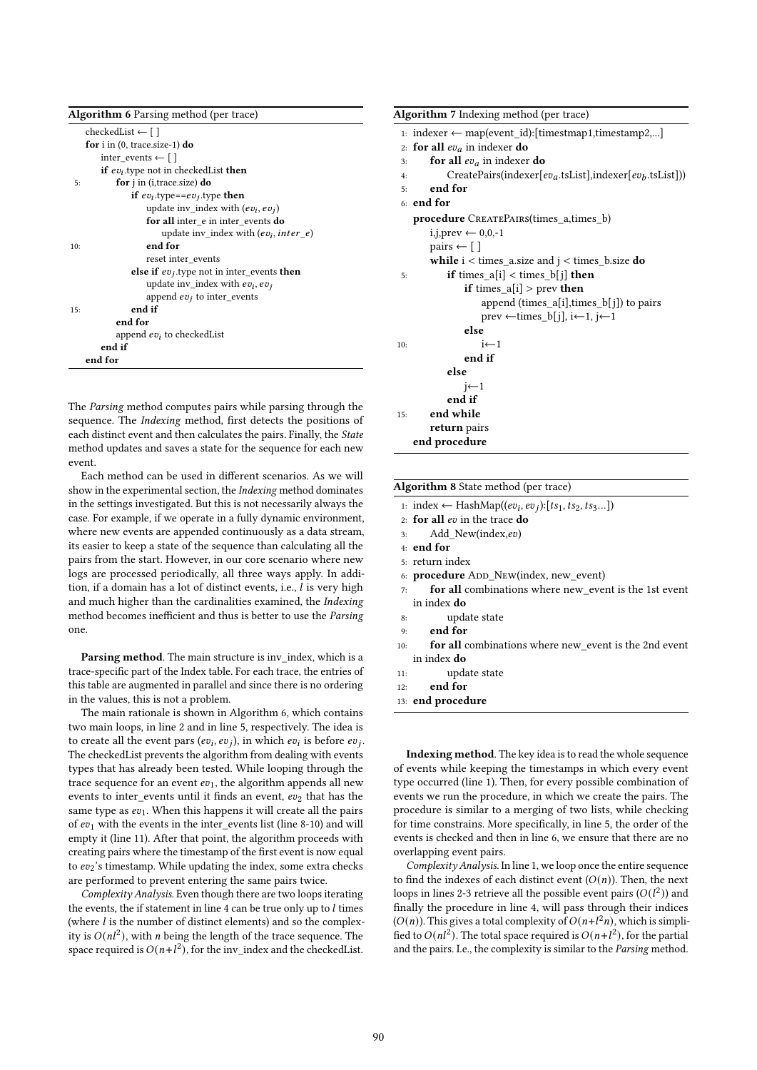**Algorithm 6** Parsing method (per trace)

```
    checkedList ← [ ]
    for i in (0, trace.size-1) do
        inter_events ← [ ]
        if ev_i.type not in checkedList then
5:          for j in (i,trace.size) do
                if ev_i.type==ev_j.type then
                    update inv_index with (ev_i, ev_j)
                    for all inter_e in inter_events do
                        update inv_index with (ev_i, inter_e)
10:                 end for
                    reset inter_events
                else if ev_j.type not in inter_events then
                    update inv_index with ev_i, ev_j
                    append ev_j to inter_events
15:             end if
            end for
            append ev_i to checkedList
        end if
    end for
```

The *Parsing* method computes pairs while parsing through the sequence. The *Indexing* method, first detects the positions of each distinct event and then calculates the pairs. Finally, the *State* method updates and saves a state for the sequence for each new event.

Each method can be used in different scenarios. As we will show in the experimental section, the *Indexing* method dominates in the settings investigated. But this is not necessarily always the case. For example, if we operate in a fully dynamic environment, where new events are appended continuously as a data stream, its easier to keep a state of the sequence than calculating all the pairs from the start. However, in our core scenario where new logs are processed periodically, all three ways apply. In addition, if a domain has a lot of distinct events, i.e., $l$ is very high and much higher than the cardinalities examined, the *Indexing* method becomes inefficient and thus is better to use the *Parsing* one.

**Parsing method**. The main structure is inv_index, which is a trace-specific part of the Index table. For each trace, the entries of this table are augmented in parallel and since there is no ordering in the values, this is not a problem.

The main rationale is shown in Algorithm 6, which contains two main loops, in line 2 and in line 5, respectively. The idea is to create all the event pars $(ev_i, ev_j)$, in which $ev_i$ is before $ev_j$. The checkedList prevents the algorithm from dealing with events types that has already been tested. While looping through the trace sequence for an event $ev_1$, the algorithm appends all new events to inter_events until it finds an event, $ev_2$ that has the same type as $ev_1$. When this happens it will create all the pairs of $ev_1$ with the events in the inter_events list (line 8-10) and will empty it (line 11). After that point, the algorithm proceeds with creating pairs where the timestamp of the first event is now equal to $ev_2$'s timestamp. While updating the index, some extra checks are performed to prevent entering the same pairs twice.

*Complexity Analysis*. Even though there are two loops iterating the events, the if statement in line 4 can be true only up to $l$ times (where $l$ is the number of distinct elements) and so the complexity is $O(nl^2)$, with $n$ being the length of the trace sequence. The space required is $O(n+l^2)$, for the inv_index and the checkedList.

**Algorithm 7** Indexing method (per trace)

```
1: indexer ← map(event_id):[timestmap1,timestamp2,...]
2: for all ev_a in indexer do
3:     for all ev_a in indexer do
4:         CreatePairs(indexer[ev_a.tsList],indexer[ev_b.tsList])
5:     end for
6: end for
   procedure CreatePairs(times_a,times_b)
       i,j,prev ← 0,0,-1
       pairs ← [ ]
       while i < times_a.size and j < times_b.size do
5:         if times_a[i] < times_b[j] then
               if times_a[i] > prev then
                   append (times_a[i],times_b[j]) to pairs
                   prev ←times_b[j], i←1, j←1
               else
10:                i←1
               end if
           else
               j←1
           end if
15:    end while
       return pairs
   end procedure
```

**Algorithm 8** State method (per trace)

```
1: index ← HashMap((ev_i, ev_j):[ts_1, ts_2, ts_3...])
2: for all ev in the trace do
3:     Add_New(index,ev)
4: end for
5: return index
6: procedure Add_New(index, new_event)
7:     for all combinations where new_event is the 1st event in index do
8:         update state
9:     end for
10:    for all combinations where new_event is the 2nd event in index do
11:        update state
12:    end for
13: end procedure
```

**Indexing method**. The key idea is to read the whole sequence of events while keeping the timestamps in which every event type occurred (line 1). Then, for every possible combination of events we run the procedure, in which we create the pairs. The procedure is similar to a merging of two lists, while checking for time constrains. More specifically, in line 5, the order of the events is checked and then in line 6, we ensure that there are no overlapping event pairs.

*Complexity Analysis*. In line 1, we loop once the entire sequence to find the indexes of each distinct event ($O(n)$). Then, the next loops in lines 2-3 retrieve all the possible event pairs ($O(l^2)$) and finally the procedure in line 4, will pass through their indices ($O(n)$). This gives a total complexity of $O(n+l^2n)$, which is simplified to $O(nl^2)$. The total space required is $O(n+l^2)$, for the partial and the pairs. I.e., the complexity is similar to the *Parsing* method.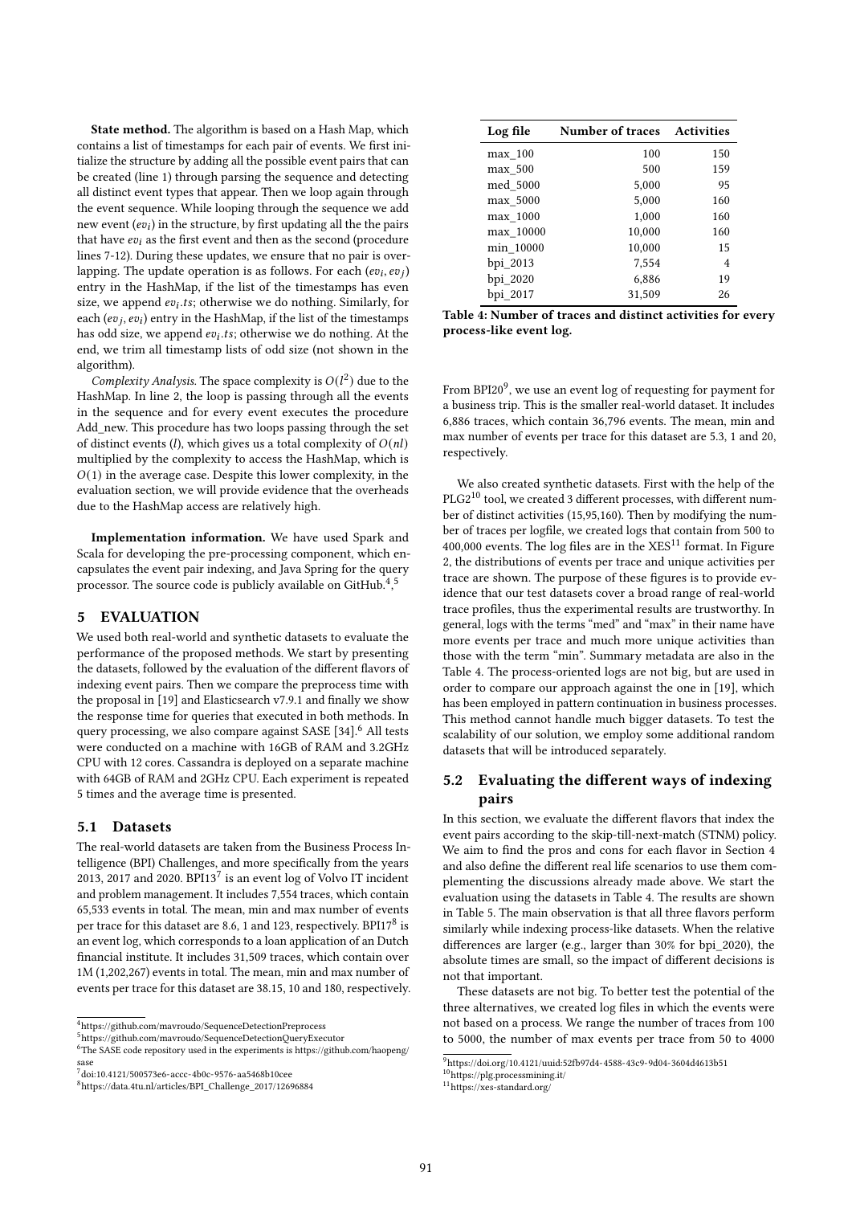**State method.** The algorithm is based on a Hash Map, which contains a list of timestamps for each pair of events. We first initialize the structure by adding all the possible event pairs that can be created (line 1) through parsing the sequence and detecting all distinct event types that appear. Then we loop again through the event sequence. While looping through the sequence we add new event ($ev_i$) in the structure, by first updating all the the pairs that have $ev_i$ as the first event and then as the second (procedure lines 7-12). During these updates, we ensure that no pair is overlapping. The update operation is as follows. For each $(ev_i, ev_j)$ entry in the HashMap, if the list of the timestamps has even size, we append $ev_i.ts$; otherwise we do nothing. Similarly, for each $(ev_j, ev_i)$ entry in the HashMap, if the list of the timestamps has odd size, we append $ev_i.ts$; otherwise we do nothing. At the end, we trim all timestamp lists of odd size (not shown in the algorithm).

*Complexity Analysis.* The space complexity is $O(l^2)$ due to the HashMap. In line 2, the loop is passing through all the events in the sequence and for every event executes the procedure Add_new. This procedure has two loops passing through the set of distinct events ($l$), which gives us a total complexity of $O(nl)$ multiplied by the complexity to access the HashMap, which is $O(1)$ in the average case. Despite this lower complexity, in the evaluation section, we will provide evidence that the overheads due to the HashMap access are relatively high.

**Implementation information.** We have used Spark and Scala for developing the pre-processing component, which encapsulates the event pair indexing, and Java Spring for the query processor. The source code is publicly available on GitHub.[4],[5]

## 5 EVALUATION

We used both real-world and synthetic datasets to evaluate the performance of the proposed methods. We start by presenting the datasets, followed by the evaluation of the different flavors of indexing event pairs. Then we compare the preprocess time with the proposal in [19] and Elasticsearch v7.9.1 and finally we show the response time for queries that executed in both methods. In query processing, we also compare against SASE [34].[6] All tests were conducted on a machine with 16GB of RAM and 3.2GHz CPU with 12 cores. Cassandra is deployed on a separate machine with 64GB of RAM and 2GHz CPU. Each experiment is repeated 5 times and the average time is presented.

### 5.1 Datasets

The real-world datasets are taken from the Business Process Intelligence (BPI) Challenges, and more specifically from the years 2013, 2017 and 2020. BPI13[7] is an event log of Volvo IT incident and problem management. It includes 7,554 traces, which contain 65,533 events in total. The mean, min and max number of events per trace for this dataset are 8.6, 1 and 123, respectively. BPI17[8] is an event log, which corresponds to a loan application of an Dutch financial institute. It includes 31,509 traces, which contain over 1M (1,202,267) events in total. The mean, min and max number of events per trace for this dataset are 38.15, 10 and 180, respectively.

[4]https://github.com/mavroudo/SequenceDetectionPreprocess
[5]https://github.com/mavroudo/SequenceDetectionQueryExecutor
[6]The SASE code repository used in the experiments is https://github.com/haopeng/sase
[7]doi:10.4121/500573e6-accc-4b0c-9576-aa5468b10cee
[8]https://data.4tu.nl/articles/BPI_Challenge_2017/12696884

| Log file | Number of traces | Activities |
|---|---|---|
| max_100 | 100 | 150 |
| max_500 | 500 | 159 |
| med_5000 | 5,000 | 95 |
| max_5000 | 5,000 | 160 |
| max_1000 | 1,000 | 160 |
| max_10000 | 10,000 | 160 |
| min_10000 | 10,000 | 15 |
| bpi_2013 | 7,554 | 4 |
| bpi_2020 | 6,886 | 19 |
| bpi_2017 | 31,509 | 26 |

**Table 4: Number of traces and distinct activities for every process-like event log.**

From BPI20[9], we use an event log of requesting for payment for a business trip. This is the smaller real-world dataset. It includes 6,886 traces, which contain 36,796 events. The mean, min and max number of events per trace for this dataset are 5.3, 1 and 20, respectively.

We also created synthetic datasets. First with the help of the PLG2[10] tool, we created 3 different processes, with different number of distinct activities (15,95,160). Then by modifying the number of traces per logfile, we created logs that contain from 500 to 400,000 events. The log files are in the XES[11] format. In Figure 2, the distributions of events per trace and unique activities per trace are shown. The purpose of these figures is to provide evidence that our test datasets cover a broad range of real-world trace profiles, thus the experimental results are trustworthy. In general, logs with the terms "med" and "max" in their name have more events per trace and much more unique activities than those with the term "min". Summary metadata are also in the Table 4. The process-oriented logs are not big, but are used in order to compare our approach against the one in [19], which has been employed in pattern continuation in business processes. This method cannot handle much bigger datasets. To test the scalability of our solution, we employ some additional random datasets that will be introduced separately.

### 5.2 Evaluating the different ways of indexing pairs

In this section, we evaluate the different flavors that index the event pairs according to the skip-till-next-match (STNM) policy. We aim to find the pros and cons for each flavor in Section 4 and also define the different real life scenarios to use them complementing the discussions already made above. We start the evaluation using the datasets in Table 4. The results are shown in Table 5. The main observation is that all three flavors perform similarly while indexing process-like datasets. When the relative differences are larger (e.g., larger than 30% for bpi_2020), the absolute times are small, so the impact of different decisions is not that important.

These datasets are not big. To better test the potential of the three alternatives, we created log files in which the events were not based on a process. We range the number of traces from 100 to 5000, the number of max events per trace from 50 to 4000

[9]https://doi.org/10.4121/uuid:52fb97d4-4588-43c9-9d04-3604d4613b51
[10]https://plg.processmining.it/
[11]https://xes-standard.org/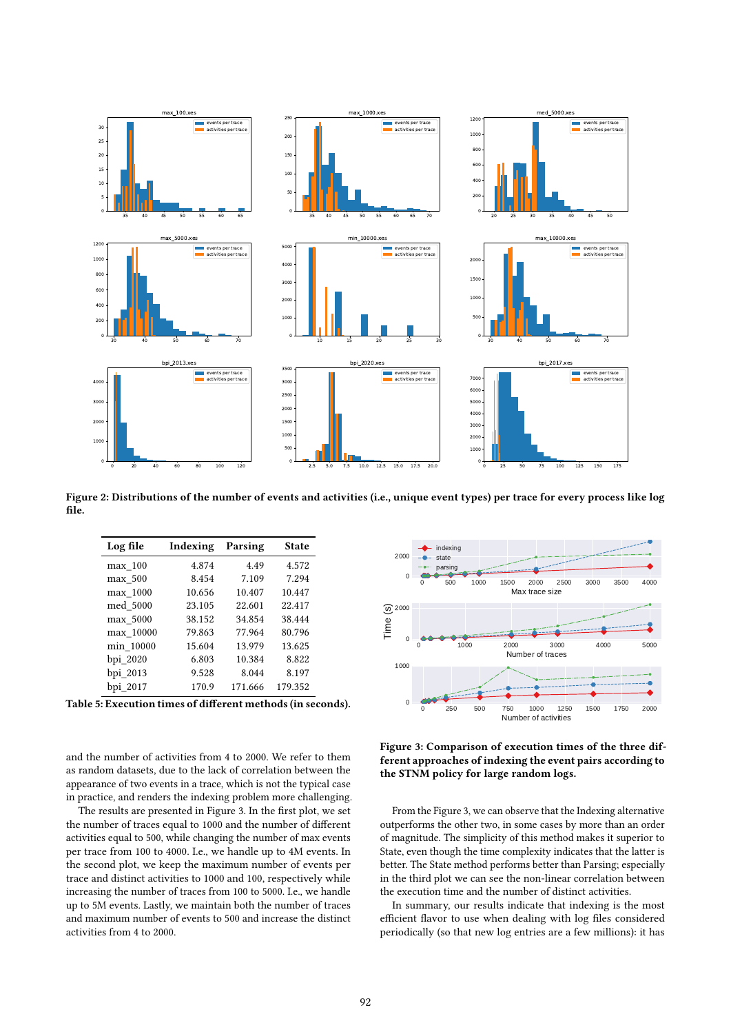**Figure 2: Distributions of the number of events and activities (i.e., unique event types) per trace for every process like log file.**

| Log file | Indexing | Parsing | State |
|---|---|---|---|
| max_100 | 4.874 | 4.49 | 4.572 |
| max_500 | 8.454 | 7.109 | 7.294 |
| max_1000 | 10.656 | 10.407 | 10.447 |
| med_5000 | 23.105 | 22.601 | 22.417 |
| max_5000 | 38.152 | 34.854 | 38.444 |
| max_10000 | 79.863 | 77.964 | 80.796 |
| min_10000 | 15.604 | 13.979 | 13.625 |
| bpi_2020 | 6.803 | 10.384 | 8.822 |
| bpi_2013 | 9.528 | 8.044 | 8.197 |
| bpi_2017 | 170.9 | 171.666 | 179.352 |

**Table 5: Execution times of different methods (in seconds).**

and the number of activities from 4 to 2000. We refer to them as random datasets, due to the lack of correlation between the appearance of two events in a trace, which is not the typical case in practice, and renders the indexing problem more challenging.

The results are presented in Figure 3. In the first plot, we set the number of traces equal to 1000 and the number of different activities equal to 500, while changing the number of max events per trace from 100 to 4000. I.e., we handle up to 4M events. In the second plot, we keep the maximum number of events per trace and distinct activities to 1000 and 100, respectively while increasing the number of traces from 100 to 5000. I.e., we handle up to 5M events. Lastly, we maintain both the number of traces and maximum number of events to 500 and increase the distinct activities from 4 to 2000.

**Figure 3: Comparison of execution times of the three different approaches of indexing the event pairs according to the STNM policy for large random logs.**

From the Figure 3, we can observe that the Indexing alternative outperforms the other two, in some cases by more than an order of magnitude. The simplicity of this method makes it superior to State, even though the time complexity indicates that the latter is better. The State method performs better than Parsing; especially in the third plot we can see the non-linear correlation between the execution time and the number of distinct activities.

In summary, our results indicate that indexing is the most efficient flavor to use when dealing with log files considered periodically (so that new log entries are a few millions): it has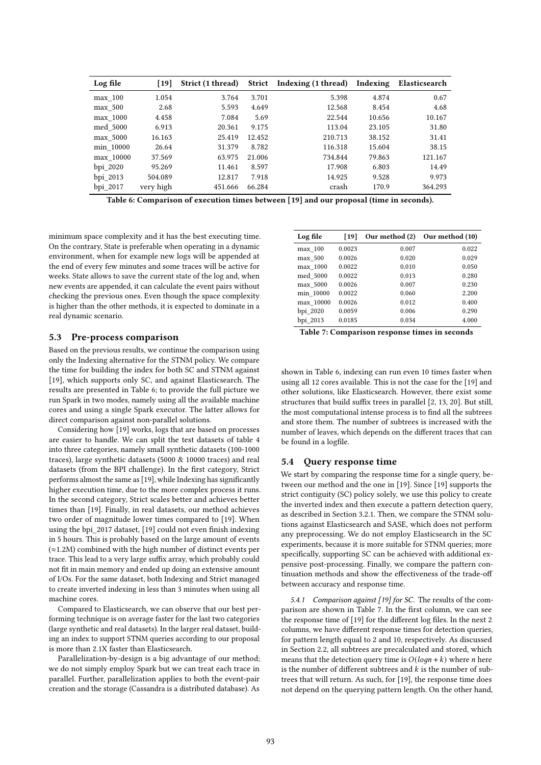| Log file | [19] | Strict (1 thread) | Strict | Indexing (1 thread) | Indexing | Elasticsearch |
|---|---|---|---|---|---|---|
| max_100 | 1.054 | 3.764 | 3.701 | 5.398 | 4.874 | 0.67 |
| max_500 | 2.68 | 5.593 | 4.649 | 12.568 | 8.454 | 4.68 |
| max_1000 | 4.458 | 7.084 | 5.69 | 22.544 | 10.656 | 10.167 |
| med_5000 | 6.913 | 20.361 | 9.175 | 113.04 | 23.105 | 31.80 |
| max_5000 | 16.163 | 25.419 | 12.452 | 210.713 | 38.152 | 31.41 |
| min_10000 | 26.64 | 31.379 | 8.782 | 116.318 | 15.604 | 38.15 |
| max_10000 | 37.569 | 63.975 | 21.006 | 734.844 | 79.863 | 121.167 |
| bpi_2020 | 95.269 | 11.461 | 8.597 | 17.908 | 6.803 | 14.49 |
| bpi_2013 | 504.089 | 12.817 | 7.918 | 14.925 | 9.528 | 9.973 |
| bpi_2017 | very high | 451.666 | 66.284 | crash | 170.9 | 364.293 |

**Table 6: Comparison of execution times between [19] and our proposal (time in seconds).**

minimum space complexity and it has the best executing time. On the contrary, State is preferable when operating in a dynamic environment, when for example new logs will be appended at the end of every few minutes and some traces will be active for weeks. State allows to save the current state of the log and, when new events are appended, it can calculate the event pairs without checking the previous ones. Even though the space complexity is higher than the other methods, it is expected to dominate in a real dynamic scenario.

## 5.3 Pre-process comparison

Based on the previous results, we continue the comparison using only the Indexing alternative for the STNM policy. We compare the time for building the index for both SC and STNM against [19], which supports only SC, and against Elasticsearch. The results are presented in Table 6; to provide the full picture we run Spark in two modes, namely using all the available machine cores and using a single Spark executor. The latter allows for direct comparison against non-parallel solutions.

Considering how [19] works, logs that are based on processes are easier to handle. We can split the test datasets of table 4 into three categories, namely small synthetic datasets (100-1000 traces), large synthetic datasets (5000 & 10000 traces) and real datasets (from the BPI challenge). In the first category, Strict performs almost the same as [19], while Indexing has significantly higher execution time, due to the more complex process it runs. In the second category, Strict scales better and achieves better times than [19]. Finally, in real datasets, our method achieves two order of magnitude lower times compared to [19]. When using the bpi_2017 dataset, [19] could not even finish indexing in 5 hours. This is probably based on the large amount of events (≈1.2M) combined with the high number of distinct events per trace. This lead to a very large suffix array, which probably could not fit in main memory and ended up doing an extensive amount of I/Os. For the same dataset, both Indexing and Strict managed to create inverted indexing in less than 3 minutes when using all machine cores.

Compared to Elasticsearch, we can observe that our best performing technique is on average faster for the last two categories (large synthetic and real datasets). In the larger real dataset, building an index to support STNM queries according to our proposal is more than 2.1X faster than Elasticsearch.

Parallelization-by-design is a big advantage of our method; we do not simply employ Spark but we can treat each trace in parallel. Further, parallelization applies to both the event-pair creation and the storage (Cassandra is a distributed database). As shown in Table 6, indexing can run even 10 times faster when using all 12 cores available. This is not the case for the [19] and other solutions, like Elasticsearch. However, there exist some structures that build suffix trees in parallel [2, 13, 20]. But still, the most computational intense process is to find all the subtrees and store them. The number of subtrees is increased with the number of leaves, which depends on the different traces that can be found in a logfile.

| Log file | [19] | Our method (2) | Our method (10) |
|---|---|---|---|
| max_100 | 0.0023 | 0.007 | 0.022 |
| max_500 | 0.0026 | 0.020 | 0.029 |
| max_1000 | 0.0022 | 0.010 | 0.050 |
| med_5000 | 0.0022 | 0.013 | 0.280 |
| max_5000 | 0.0026 | 0.007 | 0.230 |
| min_10000 | 0.0022 | 0.060 | 2.200 |
| max_10000 | 0.0026 | 0.012 | 0.400 |
| bpi_2020 | 0.0059 | 0.006 | 0.290 |
| bpi_2013 | 0.0185 | 0.034 | 4.000 |

**Table 7: Comparison response times in seconds**

## 5.4 Query response time

We start by comparing the response time for a single query, between our method and the one in [19]. Since [19] supports the strict contiguity (SC) policy solely, we use this policy to create the inverted index and then execute a pattern detection query, as described in Section 3.2.1. Then, we compare the STNM solutions against Elasticsearch and SASE, which does not perform any preprocessing. We do not employ Elasticsearch in the SC experiments, because it is more suitable for STNM queries; more specifically, supporting SC can be achieved with additional expensive post-processing. Finally, we compare the pattern continuation methods and show the effectiveness of the trade-off between accuracy and response time.

*5.4.1 Comparison against [19] for SC.* The results of the comparison are shown in Table 7. In the first column, we can see the response time of [19] for the different log files. In the next 2 columns, we have different response times for detection queries, for pattern length equal to 2 and 10, respectively. As discussed in Section 2.2, all subtrees are precalculated and stored, which means that the detection query time is $O(logn + k)$ where $n$ here is the number of different subtrees and $k$ is the number of subtrees that will return. As such, for [19], the response time does not depend on the querying pattern length. On the other hand,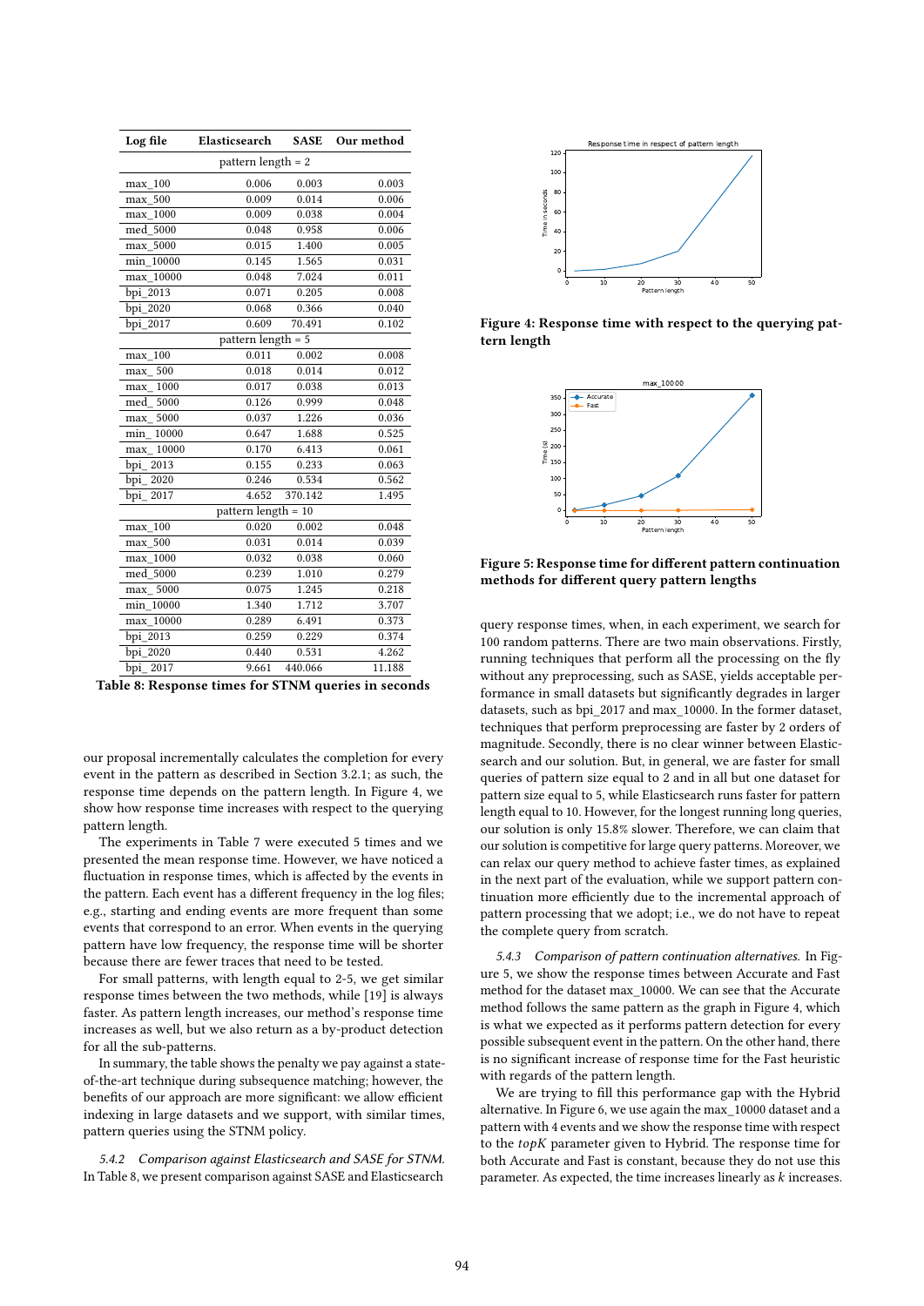| Log file | Elasticsearch | SASE | Our method |
|---|---|---|---|
| pattern length = 2 | | | |
| max_100 | 0.006 | 0.003 | 0.003 |
| max_500 | 0.009 | 0.014 | 0.006 |
| max_1000 | 0.009 | 0.038 | 0.004 |
| med_5000 | 0.048 | 0.958 | 0.006 |
| max_5000 | 0.015 | 1.400 | 0.005 |
| min_10000 | 0.145 | 1.565 | 0.031 |
| max_10000 | 0.048 | 7.024 | 0.011 |
| bpi_2013 | 0.071 | 0.205 | 0.008 |
| bpi_2020 | 0.068 | 0.366 | 0.040 |
| bpi_2017 | 0.609 | 70.491 | 0.102 |
| pattern length = 5 | | | |
| max_100 | 0.011 | 0.002 | 0.008 |
| max_ 500 | 0.018 | 0.014 | 0.012 |
| max_ 1000 | 0.017 | 0.038 | 0.013 |
| med_ 5000 | 0.126 | 0.999 | 0.048 |
| max_ 5000 | 0.037 | 1.226 | 0.036 |
| min_ 10000 | 0.647 | 1.688 | 0.525 |
| max_ 10000 | 0.170 | 6.413 | 0.061 |
| bpi_ 2013 | 0.155 | 0.233 | 0.063 |
| bpi_ 2020 | 0.246 | 0.534 | 0.562 |
| bpi_ 2017 | 4.652 | 370.142 | 1.495 |
| pattern length = 10 | | | |
| max_100 | 0.020 | 0.002 | 0.048 |
| max_500 | 0.031 | 0.014 | 0.039 |
| max_1000 | 0.032 | 0.038 | 0.060 |
| med_5000 | 0.239 | 1.010 | 0.279 |
| max_ 5000 | 0.075 | 1.245 | 0.218 |
| min_10000 | 1.340 | 1.712 | 3.707 |
| max_10000 | 0.289 | 6.491 | 0.373 |
| bpi_2013 | 0.259 | 0.229 | 0.374 |
| bpi_2020 | 0.440 | 0.531 | 4.262 |
| bpi_ 2017 | 9.661 | 440.066 | 11.188 |

**Table 8: Response times for STNM queries in seconds**

our proposal incrementally calculates the completion for every event in the pattern as described in Section 3.2.1; as such, the response time depends on the pattern length. In Figure 4, we show how response time increases with respect to the querying pattern length.

The experiments in Table 7 were executed 5 times and we presented the mean response time. However, we have noticed a fluctuation in response times, which is affected by the events in the pattern. Each event has a different frequency in the log files; e.g., starting and ending events are more frequent than some events that correspond to an error. When events in the querying pattern have low frequency, the response time will be shorter because there are fewer traces that need to be tested.

For small patterns, with length equal to 2-5, we get similar response times between the two methods, while [19] is always faster. As pattern length increases, our method's response time increases as well, but we also return as a by-product detection for all the sub-patterns.

In summary, the table shows the penalty we pay against a state-of-the-art technique during subsequence matching; however, the benefits of our approach are more significant: we allow efficient indexing in large datasets and we support, with similar times, pattern queries using the STNM policy.

*5.4.2 Comparison against Elasticsearch and SASE for STNM.* In Table 8, we present comparison against SASE and Elasticsearch

**Figure 4: Response time with respect to the querying pattern length**

**Figure 5: Response time for different pattern continuation methods for different query pattern lengths**

query response times, when, in each experiment, we search for 100 random patterns. There are two main observations. Firstly, running techniques that perform all the processing on the fly without any preprocessing, such as SASE, yields acceptable performance in small datasets but significantly degrades in larger datasets, such as bpi_2017 and max_10000. In the former dataset, techniques that perform preprocessing are faster by 2 orders of magnitude. Secondly, there is no clear winner between Elasticsearch and our solution. But, in general, we are faster for small queries of pattern size equal to 2 and in all but one dataset for pattern size equal to 5, while Elasticsearch runs faster for pattern length equal to 10. However, for the longest running long queries, our solution is only 15.8% slower. Therefore, we can claim that our solution is competitive for large query patterns. Moreover, we can relax our query method to achieve faster times, as explained in the next part of the evaluation, while we support pattern continuation more efficiently due to the incremental approach of pattern processing that we adopt; i.e., we do not have to repeat the complete query from scratch.

*5.4.3 Comparison of pattern continuation alternatives.* In Figure 5, we show the response times between Accurate and Fast method for the dataset max_10000. We can see that the Accurate method follows the same pattern as the graph in Figure 4, which is what we expected as it performs pattern detection for every possible subsequent event in the pattern. On the other hand, there is no significant increase of response time for the Fast heuristic with regards of the pattern length.

We are trying to fill this performance gap with the Hybrid alternative. In Figure 6, we use again the max_10000 dataset and a pattern with 4 events and we show the response time with respect to the *topK* parameter given to Hybrid. The response time for both Accurate and Fast is constant, because they do not use this parameter. As expected, the time increases linearly as $k$ increases.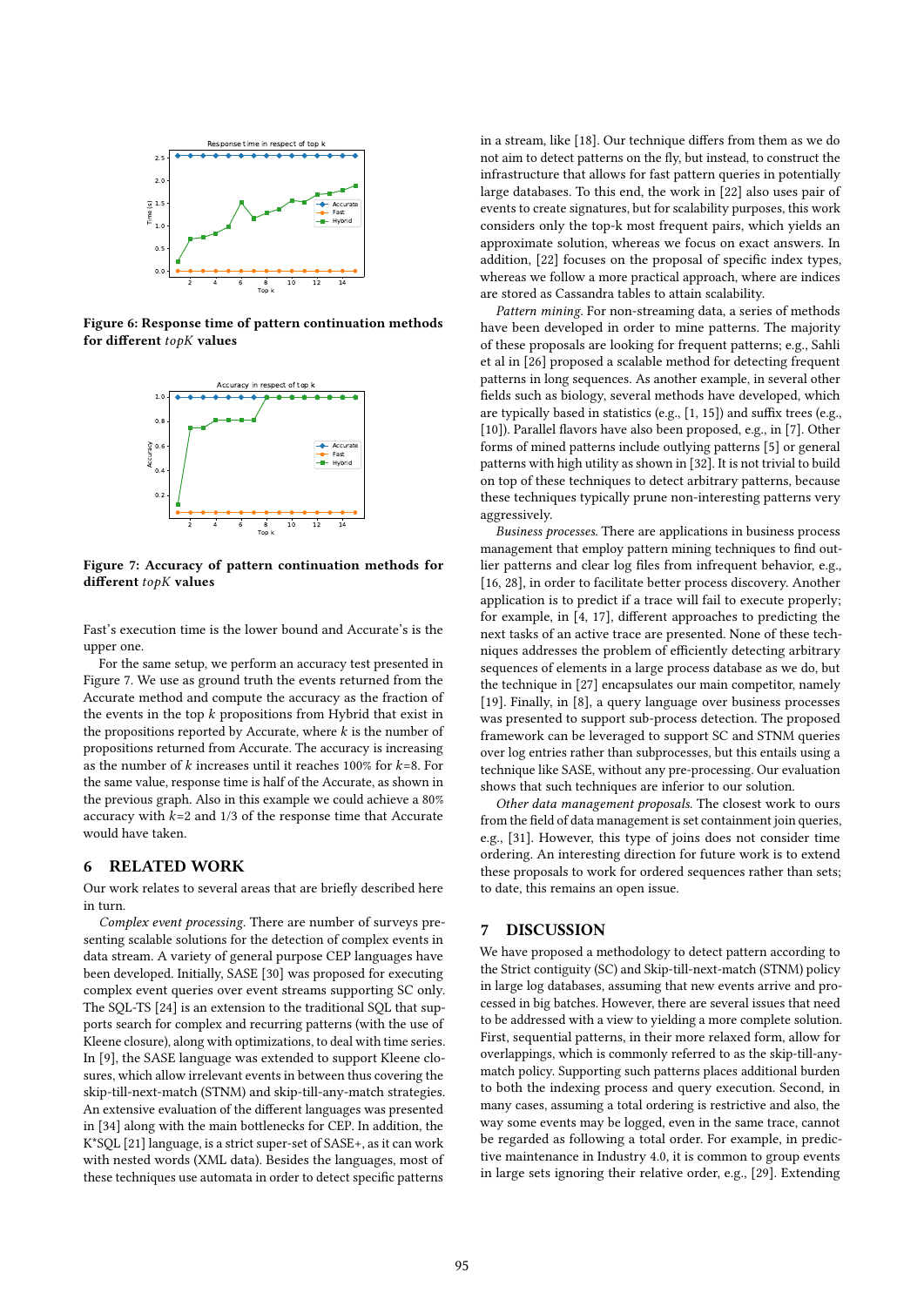Figure 6: Response time of pattern continuation methods for different *topK* values

Figure 7: Accuracy of pattern continuation methods for different *topK* values

Fast's execution time is the lower bound and Accurate's is the upper one.

For the same setup, we perform an accuracy test presented in Figure 7. We use as ground truth the events returned from the Accurate method and compute the accuracy as the fraction of the events in the top $k$ propositions from Hybrid that exist in the propositions reported by Accurate, where $k$ is the number of propositions returned from Accurate. The accuracy is increasing as the number of $k$ increases until it reaches 100% for $k$=8. For the same value, response time is half of the Accurate, as shown in the previous graph. Also in this example we could achieve a 80% accuracy with $k$=2 and 1/3 of the response time that Accurate would have taken.

## 6 RELATED WORK

Our work relates to several areas that are briefly described here in turn.

*Complex event processing.* There are number of surveys presenting scalable solutions for the detection of complex events in data stream. A variety of general purpose CEP languages have been developed. Initially, SASE [30] was proposed for executing complex event queries over event streams supporting SC only. The SQL-TS [24] is an extension to the traditional SQL that supports search for complex and recurring patterns (with the use of Kleene closure), along with optimizations, to deal with time series. In [9], the SASE language was extended to support Kleene closures, which allow irrelevant events in between thus covering the skip-till-next-match (STNM) and skip-till-any-match strategies. An extensive evaluation of the different languages was presented in [34] along with the main bottlenecks for CEP. In addition, the K*SQL [21] language, is a strict super-set of SASE+, as it can work with nested words (XML data). Besides the languages, most of these techniques use automata in order to detect specific patterns in a stream, like [18]. Our technique differs from them as we do not aim to detect patterns on the fly, but instead, to construct the infrastructure that allows for fast pattern queries in potentially large databases. To this end, the work in [22] also uses pair of events to create signatures, but for scalability purposes, this work considers only the top-k most frequent pairs, which yields an approximate solution, whereas we focus on exact answers. In addition, [22] focuses on the proposal of specific index types, whereas we follow a more practical approach, where are indices are stored as Cassandra tables to attain scalability.

*Pattern mining.* For non-streaming data, a series of methods have been developed in order to mine patterns. The majority of these proposals are looking for frequent patterns; e.g., Sahli et al in [26] proposed a scalable method for detecting frequent patterns in long sequences. As another example, in several other fields such as biology, several methods have developed, which are typically based in statistics (e.g., [1, 15]) and suffix trees (e.g., [10]). Parallel flavors have also been proposed, e.g., in [7]. Other forms of mined patterns include outlying patterns [5] or general patterns with high utility as shown in [32]. It is not trivial to build on top of these techniques to detect arbitrary patterns, because these techniques typically prune non-interesting patterns very aggressively.

*Business processes.* There are applications in business process management that employ pattern mining techniques to find outlier patterns and clear log files from infrequent behavior, e.g., [16, 28], in order to facilitate better process discovery. Another application is to predict if a trace will fail to execute properly; for example, in [4, 17], different approaches to predicting the next tasks of an active trace are presented. None of these techniques addresses the problem of efficiently detecting arbitrary sequences of elements in a large process database as we do, but the technique in [27] encapsulates our main competitor, namely [19]. Finally, in [8], a query language over business processes was presented to support sub-process detection. The proposed framework can be leveraged to support SC and STNM queries over log entries rather than subprocesses, but this entails using a technique like SASE, without any pre-processing. Our evaluation shows that such techniques are inferior to our solution.

*Other data management proposals.* The closest work to ours from the field of data management is set containment join queries, e.g., [31]. However, this type of joins does not consider time ordering. An interesting direction for future work is to extend these proposals to work for ordered sequences rather than sets; to date, this remains an open issue.

## 7 DISCUSSION

We have proposed a methodology to detect pattern according to the Strict contiguity (SC) and Skip-till-next-match (STNM) policy in large log databases, assuming that new events arrive and processed in big batches. However, there are several issues that need to be addressed with a view to yielding a more complete solution. First, sequential patterns, in their more relaxed form, allow for overlappings, which is commonly referred to as the skip-till-any-match policy. Supporting such patterns places additional burden to both the indexing process and query execution. Second, in many cases, assuming a total ordering is restrictive and also, the way some events may be logged, even in the same trace, cannot be regarded as following a total order. For example, in predictive maintenance in Industry 4.0, it is common to group events in large sets ignoring their relative order, e.g., [29]. Extending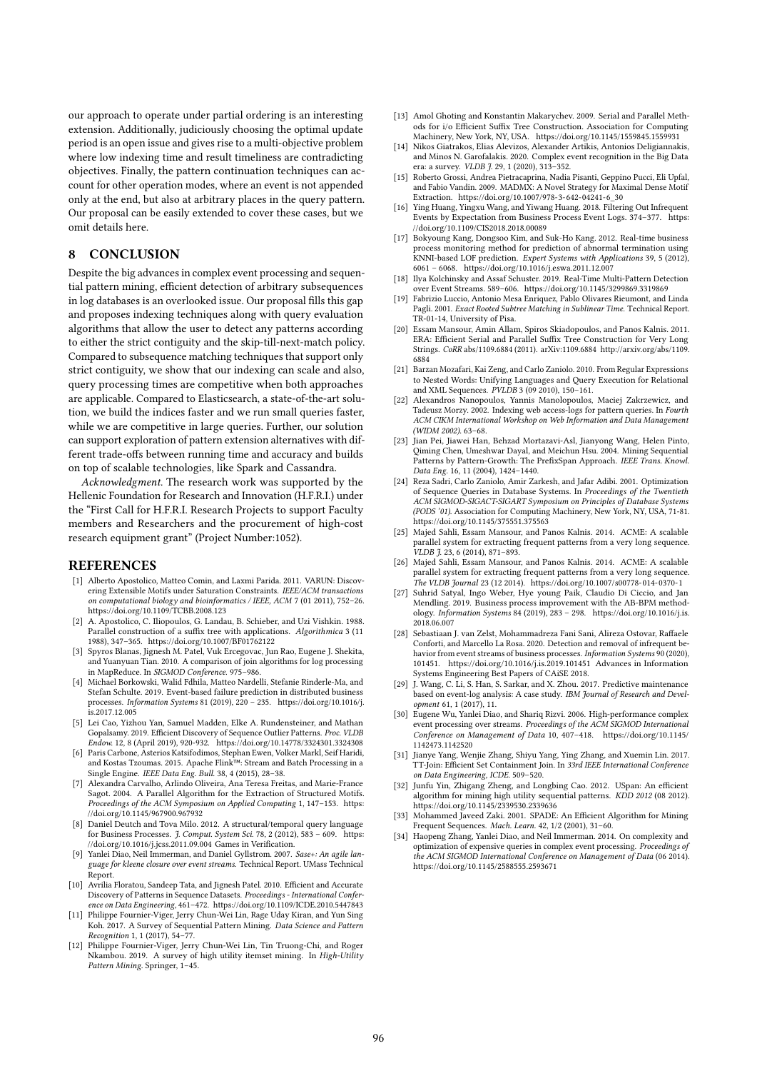our approach to operate under partial ordering is an interesting extension. Additionally, judiciously choosing the optimal update period is an open issue and gives rise to a multi-objective problem where low indexing time and result timeliness are contradicting objectives. Finally, the pattern continuation techniques can account for other operation modes, where an event is not appended only at the end, but also at arbitrary places in the query pattern. Our proposal can be easily extended to cover these cases, but we omit details here.

## 8 CONCLUSION

Despite the big advances in complex event processing and sequential pattern mining, efficient detection of arbitrary subsequences in log databases is an overlooked issue. Our proposal fills this gap and proposes indexing techniques along with query evaluation algorithms that allow the user to detect any patterns according to either the strict contiguity and the skip-till-next-match policy. Compared to subsequence matching techniques that support only strict contiguity, we show that our indexing can scale and also, query processing times are competitive when both approaches are applicable. Compared to Elasticsearch, a state-of-the-art solution, we build the indices faster and we run small queries faster, while we are competitive in large queries. Further, our solution can support exploration of pattern extension alternatives with different trade-offs between running time and accuracy and builds on top of scalable technologies, like Spark and Cassandra.

*Acknowledgment.* The research work was supported by the Hellenic Foundation for Research and Innovation (H.F.R.I.) under the "First Call for H.F.R.I. Research Projects to support Faculty members and Researchers and the procurement of high-cost research equipment grant" (Project Number:1052).

## REFERENCES

- [1] Alberto Apostolico, Matteo Comin, and Laxmi Parida. 2011. VARUN: Discovering Extensible Motifs under Saturation Constraints. *IEEE/ACM transactions on computational biology and bioinformatics / IEEE, ACM* 7 (01 2011), 752–26. https://doi.org/10.1109/TCBB.2008.123
- [2] A. Apostolico, C. Iliopoulos, G. Landau, B. Schieber, and Uzi Vishkin. 1988. Parallel construction of a suffix tree with applications. *Algorithmica* 3 (11 1988), 347–365. https://doi.org/10.1007/BF01762122
- [3] Spyros Blanas, Jignesh M. Patel, Vuk Ercegovac, Jun Rao, Eugene J. Shekita, and Yuanyuan Tian. 2010. A comparison of join algorithms for log processing in MapReduce. In *SIGMOD Conference*. 975–986.
- [4] Michael Borkowski, Walid Fdhila, Matteo Nardelli, Stefanie Rinderle-Ma, and Stefan Schulte. 2019. Event-based failure prediction in distributed business processes. *Information Systems* 81 (2019), 220 – 235. https://doi.org/10.1016/j.is.2017.12.005
- [5] Lei Cao, Yizhou Yan, Samuel Madden, Elke A. Rundensteiner, and Mathan Gopalsamy. 2019. Efficient Discovery of Sequence Outlier Patterns. *Proc. VLDB Endow.* 12, 8 (April 2019), 920-932. https://doi.org/10.14778/3324301.3324308
- [6] Paris Carbone, Asterios Katsifodimos, Stephan Ewen, Volker Markl, Seif Haridi, and Kostas Tzoumas. 2015. Apache Flink™: Stream and Batch Processing in a Single Engine. *IEEE Data Eng. Bull.* 38, 4 (2015), 28–38.
- [7] Alexandra Carvalho, Arlindo Oliveira, Ana Teresa Freitas, and Marie-France Sagot. 2004. A Parallel Algorithm for the Extraction of Structured Motifs. *Proceedings of the ACM Symposium on Applied Computing* 1, 147–153. https://doi.org/10.1145/967900.967932
- [8] Daniel Deutch and Tova Milo. 2012. A structural/temporal query language for Business Processes. *J. Comput. System Sci.* 78, 2 (2012), 583 – 609. https://doi.org/10.1016/j.jcss.2011.09.004 Games in Verification.
- [9] Yanlei Diao, Neil Immerman, and Daniel Gyllstrom. 2007. *Sase+: An agile language for kleene closure over event streams.* Technical Report. UMass Technical Report.
- [10] Avrilia Floratou, Sandeep Tata, and Jignesh Patel. 2010. Efficient and Accurate Discovery of Patterns in Sequence Datasets. *Proceedings - International Conference on Data Engineering*, 461–472. https://doi.org/10.1109/ICDE.2010.5447843
- [11] Philippe Fournier-Viger, Jerry Chun-Wei Lin, Rage Uday Kiran, and Yun Sing Koh. 2017. A Survey of Sequential Pattern Mining. *Data Science and Pattern Recognition* 1, 1 (2017), 54–77.
- [12] Philippe Fournier-Viger, Jerry Chun-Wei Lin, Tin Truong-Chi, and Roger Nkambou. 2019. A survey of high utility itemset mining. In *High-Utility Pattern Mining*. Springer, 1–45.
- [13] Amol Ghoting and Konstantin Makarychev. 2009. Serial and Parallel Methods for i/o Efficient Suffix Tree Construction. Association for Computing Machinery, New York, NY, USA. https://doi.org/10.1145/1559845.1559931
- [14] Nikos Giatrakos, Elias Alevizos, Alexander Artikis, Antonios Deligiannakis, and Minos N. Garofalakis. 2020. Complex event recognition in the Big Data era: a survey. *VLDB J.* 29, 1 (2020), 313–352.
- [15] Roberto Grossi, Andrea Pietracaprina, Nadia Pisanti, Geppino Pucci, Eli Upfal, and Fabio Vandin. 2009. MADMX: A Novel Strategy for Maximal Dense Motif Extraction. https://doi.org/10.1007/978-3-642-04241-6_30
- [16] Ying Huang, Yingxu Wang, and Yiwang Huang. 2018. Filtering Out Infrequent Events by Expectation from Business Process Event Logs. 374–377. https://doi.org/10.1109/CIS2018.2018.00089
- [17] Bokyoung Kang, Dongsoo Kim, and Suk-Ho Kang. 2012. Real-time business process monitoring method for prediction of abnormal termination using KNNI-based LOF prediction. *Expert Systems with Applications* 39, 5 (2012), 6061 – 6068. https://doi.org/10.1016/j.eswa.2011.12.007
- [18] Ilya Kolchinsky and Assaf Schuster. 2019. Real-Time Multi-Pattern Detection over Event Streams. 589–606. https://doi.org/10.1145/3299869.3319869
- [19] Fabrizio Luccio, Antonio Mesa Enriquez, Pablo Olivares Rieumont, and Linda Pagli. 2001. *Exact Rooted Subtree Matching in Sublinear Time.* Technical Report. TR-01-14, University of Pisa.
- [20] Essam Mansour, Amin Allam, Spiros Skiadopoulos, and Panos Kalnis. 2011. ERA: Efficient Serial and Parallel Suffix Tree Construction for Very Long Strings. *CoRR* abs/1109.6884 (2011). arXiv:1109.6884 http://arxiv.org/abs/1109.6884
- [21] Barzan Mozafari, Kai Zeng, and Carlo Zaniolo. 2010. From Regular Expressions to Nested Words: Unifying Languages and Query Execution for Relational and XML Sequences. *PVLDB* 3 (09 2010), 150–161.
- [22] Alexandros Nanopoulos, Yannis Manolopoulos, Maciej Zakrzewicz, and Tadeusz Morzy. 2002. Indexing web access-logs for pattern queries. In *Fourth ACM CIKM International Workshop on Web Information and Data Management (WIDM 2002)*. 63–68.
- [23] Jian Pei, Jiawei Han, Behzad Mortazavi-Asl, Jianyong Wang, Helen Pinto, Qiming Chen, Umeshwar Dayal, and Meichun Hsu. 2004. Mining Sequential Patterns by Pattern-Growth: The PrefixSpan Approach. *IEEE Trans. Knowl. Data Eng.* 16, 11 (2004), 1424–1440.
- [24] Reza Sadri, Carlo Zaniolo, Amir Zarkesh, and Jafar Adibi. 2001. Optimization of Sequence Queries in Database Systems. In *Proceedings of the Twentieth ACM SIGMOD-SIGACT-SIGART Symposium on Principles of Database Systems (PODS '01)*. Association for Computing Machinery, New York, NY, USA, 71-81. https://doi.org/10.1145/375551.375563
- [25] Majed Sahli, Essam Mansour, and Panos Kalnis. 2014. ACME: A scalable parallel system for extracting frequent patterns from a very long sequence. *VLDB J.* 23, 6 (2014), 871–893.
- [26] Majed Sahli, Essam Mansour, and Panos Kalnis. 2014. ACME: A scalable parallel system for extracting frequent patterns from a very long sequence. *The VLDB Journal* 23 (12 2014). https://doi.org/10.1007/s00778-014-0370-1
- [27] Suhrid Satyal, Ingo Weber, Hye young Paik, Claudio Di Ciccio, and Jan Mendling. 2019. Business process improvement with the AB-BPM methodology. *Information Systems* 84 (2019), 283 – 298. https://doi.org/10.1016/j.is.2018.06.007
- [28] Sebastiaan J. van Zelst, Mohammadreza Fani Sani, Alireza Ostovar, Raffaele Conforti, and Marcello La Rosa. 2020. Detection and removal of infrequent behavior from event streams of business processes. *Information Systems* 90 (2020), 101451. https://doi.org/10.1016/j.is.2019.101451 Advances in Information Systems Engineering Best Papers of CAiSE 2018.
- [29] J. Wang, C. Li, S. Han, S. Sarkar, and X. Zhou. 2017. Predictive maintenance based on event-log analysis: A case study. *IBM Journal of Research and Development* 61, 1 (2017), 11.
- [30] Eugene Wu, Yanlei Diao, and Shariq Rizvi. 2006. High-performance complex event processing over streams. *Proceedings of the ACM SIGMOD International Conference on Management of Data* 10, 407–418. https://doi.org/10.1145/1142473.1142520
- [31] Jianye Yang, Wenjie Zhang, Shiyu Yang, Ying Zhang, and Xuemin Lin. 2017. TT-Join: Efficient Set Containment Join. In *33rd IEEE International Conference on Data Engineering, ICDE*. 509–520.
- [32] Junfu Yin, Zhigang Zheng, and Longbing Cao. 2012. USpan: An efficient algorithm for mining high utility sequential patterns. *KDD 2012* (08 2012). https://doi.org/10.1145/2339530.2339636
- [33] Mohammed Javeed Zaki. 2001. SPADE: An Efficient Algorithm for Mining Frequent Sequences. *Mach. Learn.* 42, 1/2 (2001), 31–60.
- [34] Haopeng Zhang, Yanlei Diao, and Neil Immerman. 2014. On complexity and optimization of expensive queries in complex event processing. *Proceedings of the ACM SIGMOD International Conference on Management of Data* (06 2014). https://doi.org/10.1145/2588555.2593671